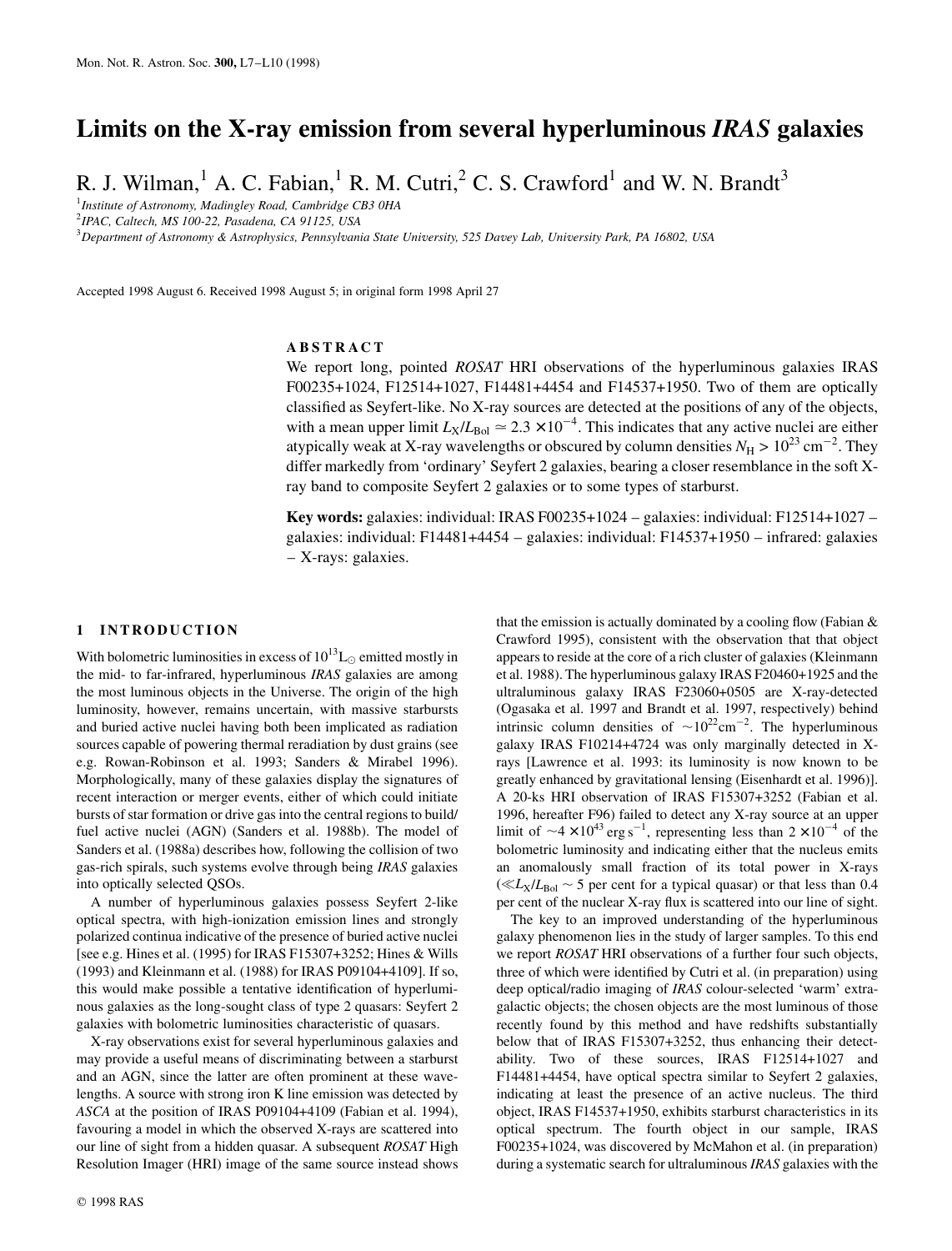# Limits on the X-ray emission from several hyperluminous *IRAS* galaxies

R. J. Wilman,[1] A. C. Fabian,[1] R. M. Cutri,[2] C. S. Crawford[1] and W. N. Brandt[3]

[1]*Institute of Astronomy, Madingley Road, Cambridge CB3 0HA*
[2]*IPAC, Caltech, MS 100-22, Pasadena, CA 91125, USA*
[3]*Department of Astronomy & Astrophysics, Pennsylvania State University, 525 Davey Lab, University Park, PA 16802, USA*

Accepted 1998 August 6. Received 1998 August 5; in original form 1998 April 27

## ABSTRACT

We report long, pointed *ROSAT* HRI observations of the hyperluminous galaxies IRAS F00235+1024, F12514+1027, F14481+4454 and F14537+1950. Two of them are optically classified as Seyfert-like. No X-ray sources are detected at the positions of any of the objects, with a mean upper limit $L_X/L_{Bol} \simeq 2.3 \times 10^{-4}$. This indicates that any active nuclei are either atypically weak at X-ray wavelengths or obscured by column densities $N_H > 10^{23}$ cm$^{-2}$. They differ markedly from 'ordinary' Seyfert 2 galaxies, bearing a closer resemblance in the soft X-ray band to composite Seyfert 2 galaxies or to some types of starburst.

**Key words:** galaxies: individual: IRAS F00235+1024 – galaxies: individual: F12514+1027 – galaxies: individual: F14481+4454 – galaxies: individual: F14537+1950 – infrared: galaxies – X-rays: galaxies.

## 1 INTRODUCTION

With bolometric luminosities in excess of $10^{13}$ L$_\odot$ emitted mostly in the mid- to far-infrared, hyperluminous *IRAS* galaxies are among the most luminous objects in the Universe. The origin of the high luminosity, however, remains uncertain, with massive starbursts and buried active nuclei having both been implicated as radiation sources capable of powering thermal reradiation by dust grains (see e.g. Rowan-Robinson et al. 1993; Sanders & Mirabel 1996). Morphologically, many of these galaxies display the signatures of recent interaction or merger events, either of which could initiate bursts of star formation or drive gas into the central regions to build/fuel active nuclei (AGN) (Sanders et al. 1988b). The model of Sanders et al. (1988a) describes how, following the collision of two gas-rich spirals, such systems evolve through being *IRAS* galaxies into optically selected QSOs.

A number of hyperluminous galaxies possess Seyfert 2-like optical spectra, with high-ionization emission lines and strongly polarized continua indicative of the presence of buried active nuclei [see e.g. Hines et al. (1995) for IRAS F15307+3252; Hines & Wills (1993) and Kleinmann et al. (1988) for IRAS P09104+4109]. If so, this would make possible a tentative identification of hyperluminous galaxies as the long-sought class of type 2 quasars: Seyfert 2 galaxies with bolometric luminosities characteristic of quasars.

X-ray observations exist for several hyperluminous galaxies and may provide a useful means of discriminating between a starburst and an AGN, since the latter are often prominent at these wavelengths. A source with strong iron K line emission was detected by *ASCA* at the position of IRAS P09104+4109 (Fabian et al. 1994), favouring a model in which the observed X-rays are scattered into our line of sight from a hidden quasar. A subsequent *ROSAT* High Resolution Imager (HRI) image of the same source instead shows that the emission is actually dominated by a cooling flow (Fabian & Crawford 1995), consistent with the observation that that object appears to reside at the core of a rich cluster of galaxies (Kleinmann et al. 1988). The hyperluminous galaxy IRAS F20460+1925 and the ultraluminous galaxy IRAS F23060+0505 are X-ray-detected (Ogasaka et al. 1997 and Brandt et al. 1997, respectively) behind intrinsic column densities of $\sim 10^{22}$cm$^{-2}$. The hyperluminous galaxy IRAS F10214+4724 was only marginally detected in X-rays [Lawrence et al. 1993: its luminosity is now known to be greatly enhanced by gravitational lensing (Eisenhardt et al. 1996)]. A 20-ks HRI observation of IRAS F15307+3252 (Fabian et al. 1996, hereafter F96) failed to detect any X-ray source at an upper limit of $\sim 4 \times 10^{43}$ erg s$^{-1}$, representing less than $2 \times 10^{-4}$ of the bolometric luminosity and indicating either that the nucleus emits an anomalously small fraction of its total power in X-rays ($\ll L_X/L_{Bol} \sim 5$ per cent for a typical quasar) or that less than 0.4 per cent of the nuclear X-ray flux is scattered into our line of sight.

The key to an improved understanding of the hyperluminous galaxy phenomenon lies in the study of larger samples. To this end we report *ROSAT* HRI observations of a further four such objects, three of which were identified by Cutri et al. (in preparation) using deep optical/radio imaging of *IRAS* colour-selected 'warm' extragalactic objects; the chosen objects are the most luminous of those recently found by this method and have redshifts substantially below that of IRAS F15307+3252, thus enhancing their detectability. Two of these sources, IRAS F12514+1027 and F14481+4454, have optical spectra similar to Seyfert 2 galaxies, indicating at least the presence of an active nucleus. The third object, IRAS F14537+1950, exhibits starburst characteristics in its optical spectrum. The fourth object in our sample, IRAS F00235+1024, was discovered by McMahon et al. (in preparation) during a systematic search for ultraluminous *IRAS* galaxies with the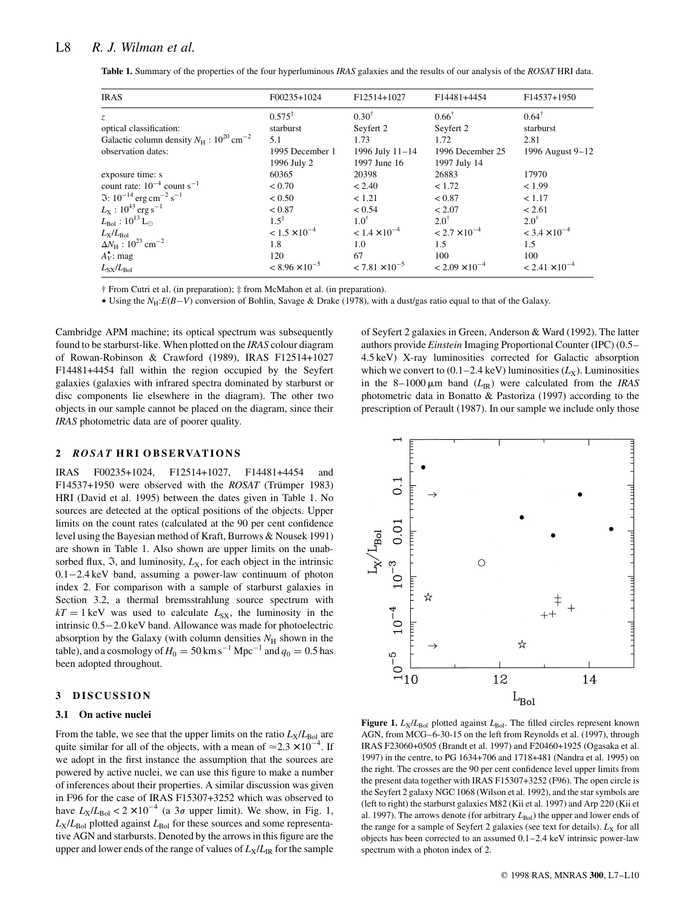**Table 1.** Summary of the properties of the four hyperluminous *IRAS* galaxies and the results of our analysis of the *ROSAT* HRI data.

| IRAS | F00235+1024 | F12514+1027 | F14481+4454 | F14537+1950 |
|---|---|---|---|---|
| $z$ | 0.575[‡] | 0.30[†] | 0.66[†] | 0.64[†] |
| optical classification: | starburst | Seyfert 2 | Seyfert 2 | starburst |
| Galactic column density $N_{\mathrm{H}}$ : $10^{20}$ cm$^{-2}$ | 5.1 | 1.73 | 1.72 | 2.81 |
| observation dates: | 1995 December 1<br>1996 July 2 | 1996 July 11–14<br>1997 June 16 | 1996 December 25<br>1997 July 14 | 1996 August 9–12 |
| exposure time: s | 60365 | 20398 | 26883 | 17970 |
| count rate: $10^{-4}$ count s$^{-1}$ | < 0.70 | < 2.40 | < 1.72 | < 1.99 |
| $\Im$: $10^{-14}$ erg cm$^{-2}$ s$^{-1}$ | < 0.50 | < 1.21 | < 0.87 | < 1.17 |
| $L_{\mathrm{X}}$ : $10^{43}$ erg s$^{-1}$ | < 0.87 | < 0.54 | < 2.07 | < 2.61 |
| $L_{\mathrm{Bol}}$ : $10^{13}$ L$_{\odot}$ | 1.5[‡] | 1.0[†] | 2.0[†] | 2.0[†] |
| $L_{\mathrm{X}}/L_{\mathrm{Bol}}$ | $< 1.5 \times 10^{-4}$ | $< 1.4 \times 10^{-4}$ | $< 2.7 \times 10^{-4}$ | $< 3.4 \times 10^{-4}$ |
| $\Delta N_{\mathrm{H}}$ : $10^{23}$ cm$^{-2}$ | 1.8 | 1.0 | 1.5 | 1.5 |
| $A_V^{\star}$: mag | 120 | 67 | 100 | 100 |
| $L_{\mathrm{SX}}/L_{\mathrm{Bol}}$ | $< 8.96 \times 10^{-5}$ | $< 7.81 \times 10^{-5}$ | $< 2.09 \times 10^{-4}$ | $< 2.41 \times 10^{-4}$ |

† From Cutri et al. (in preparation); ‡ from McMahon et al. (in preparation).

⋆ Using the $N_{\mathrm{H}}$:$E(B-V)$ conversion of Bohlin, Savage & Drake (1978), with a dust/gas ratio equal to that of the Galaxy.

Cambridge APM machine; its optical spectrum was subsequently found to be starburst-like. When plotted on the *IRAS* colour diagram of Rowan-Robinson & Crawford (1989), IRAS F12514+1027 F14481+4454 fall within the region occupied by the Seyfert galaxies (galaxies with infrared spectra dominated by starburst or disc components lie elsewhere in the diagram). The other two objects in our sample cannot be placed on the diagram, since their *IRAS* photometric data are of poorer quality.

## 2 *ROSAT* HRI OBSERVATIONS

IRAS F00235+1024, F12514+1027, F14481+4454 and F14537+1950 were observed with the *ROSAT* (Trümper 1983) HRI (David et al. 1995) between the dates given in Table 1. No sources are detected at the optical positions of the objects. Upper limits on the count rates (calculated at the 90 per cent confidence level using the Bayesian method of Kraft, Burrows & Nousek 1991) are shown in Table 1. Also shown are upper limits on the unabsorbed flux, $\Im$, and luminosity, $L_{\mathrm{X}}$, for each object in the intrinsic 0.1−2.4 keV band, assuming a power-law continuum of photon index 2. For comparison with a sample of starburst galaxies in Section 3.2, a thermal bremsstrahlung source spectrum with $kT = 1$ keV was used to calculate $L_{\mathrm{SX}}$, the luminosity in the intrinsic 0.5−2.0 keV band. Allowance was made for photoelectric absorption by the Galaxy (with column densities $N_{\mathrm{H}}$ shown in the table), and a cosmology of $H_0 = 50$ km s$^{-1}$ Mpc$^{-1}$ and $q_0 = 0.5$ has been adopted throughout.

## 3 DISCUSSION

### 3.1 On active nuclei

From the table, we see that the upper limits on the ratio $L_{\mathrm{X}}/L_{\mathrm{Bol}}$ are quite similar for all of the objects, with a mean of $\simeq 2.3 \times 10^{-4}$. If we adopt in the first instance the assumption that the sources are powered by active nuclei, we can use this figure to make a number of inferences about their properties. A similar discussion was given in F96 for the case of IRAS F15307+3252 which was observed to have $L_{\mathrm{X}}/L_{\mathrm{Bol}} < 2 \times 10^{-4}$ (a 3$\sigma$ upper limit). We show, in Fig. 1, $L_{\mathrm{X}}/L_{\mathrm{Bol}}$ plotted against $L_{\mathrm{Bol}}$ for these sources and some representative AGN and starbursts. Denoted by the arrows in this figure are the upper and lower ends of the range of values of $L_{\mathrm{X}}/L_{\mathrm{IR}}$ for the sample of Seyfert 2 galaxies in Green, Anderson & Ward (1992). The latter authors provide *Einstein* Imaging Proportional Counter (IPC) (0.5–4.5 keV) X-ray luminosities corrected for Galactic absorption which we convert to (0.1–2.4 keV) luminosities ($L_{\mathrm{X}}$). Luminosities in the 8–1000 μm band ($L_{\mathrm{IR}}$) were calculated from the *IRAS* photometric data in Bonatto & Pastoriza (1997) according to the prescription of Perault (1987). In our sample we include only those

**Figure 1.** $L_{\mathrm{X}}/L_{\mathrm{Bol}}$ plotted against $L_{\mathrm{Bol}}$. The filled circles represent known AGN, from MCG−6-30-15 on the left from Reynolds et al. (1997), through IRAS F23060+0505 (Brandt et al. 1997) and F20460+1925 (Ogasaka et al. 1997) in the centre, to PG 1634+706 and 1718+481 (Nandra et al. 1995) on the right. The crosses are the 90 per cent confidence level upper limits from the present data together with IRAS F15307+3252 (F96). The open circle is the Seyfert 2 galaxy NGC 1068 (Wilson et al. 1992), and the star symbols are (left to right) the starburst galaxies M82 (Kii et al. 1997) and Arp 220 (Kii et al. 1997). The arrows denote (for arbitrary $L_{\mathrm{Bol}}$) the upper and lower ends of the range for a sample of Seyfert 2 galaxies (see text for details). $L_{\mathrm{X}}$ for all objects has been corrected to an assumed 0.1–2.4 keV intrinsic power-law spectrum with a photon index of 2.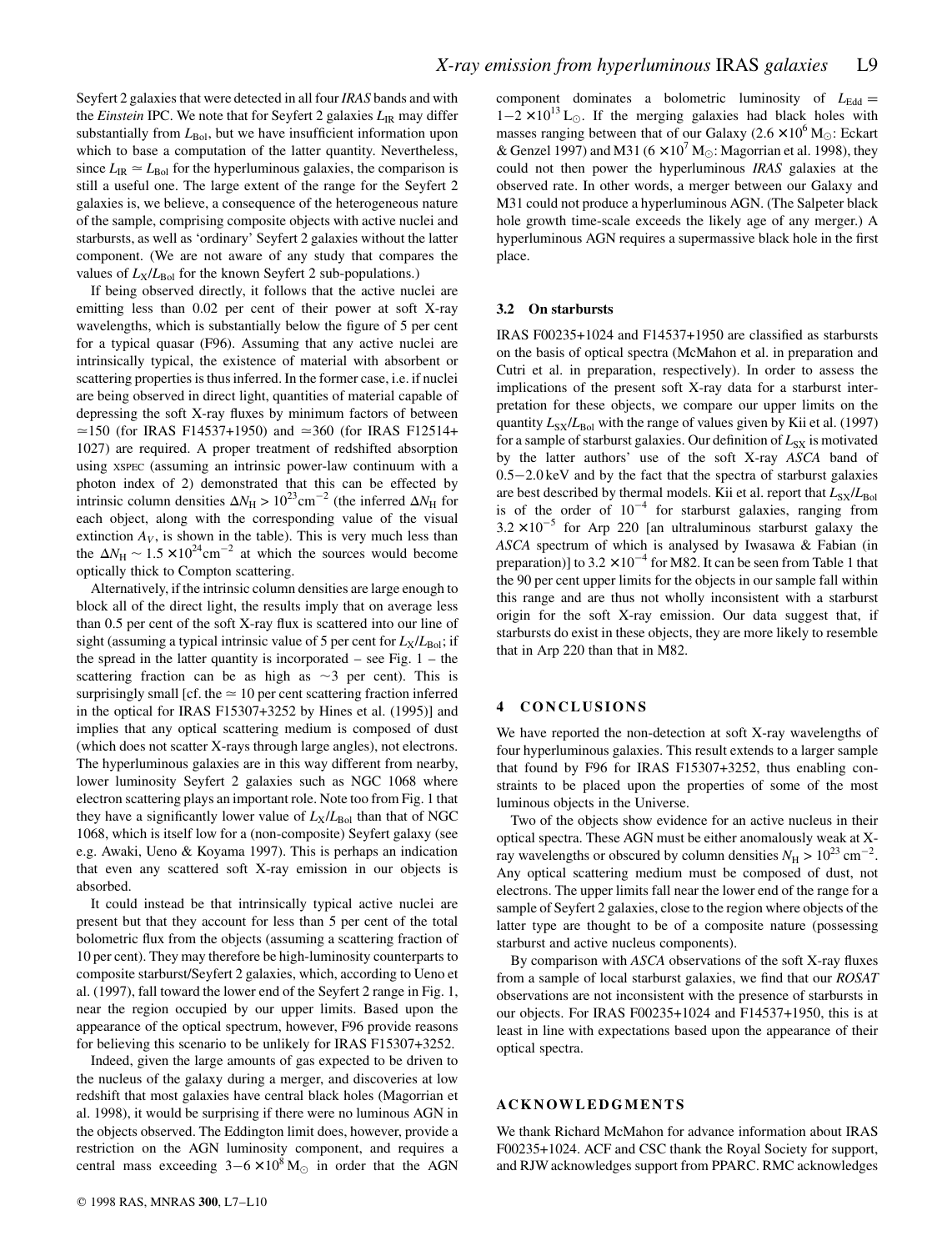Seyfert 2 galaxies that were detected in all four *IRAS* bands and with the *Einstein* IPC. We note that for Seyfert 2 galaxies $L_{\rm IR}$ may differ substantially from $L_{\rm Bol}$, but we have insufficient information upon which to base a computation of the latter quantity. Nevertheless, since $L_{\rm IR} \simeq L_{\rm Bol}$ for the hyperluminous galaxies, the comparison is still a useful one. The large extent of the range for the Seyfert 2 galaxies is, we believe, a consequence of the heterogeneous nature of the sample, comprising composite objects with active nuclei and starbursts, as well as 'ordinary' Seyfert 2 galaxies without the latter component. (We are not aware of any study that compares the values of $L_{\rm X}/L_{\rm Bol}$ for the known Seyfert 2 sub-populations.)

If being observed directly, it follows that the active nuclei are emitting less than 0.02 per cent of their power at soft X-ray wavelengths, which is substantially below the figure of 5 per cent for a typical quasar (F96). Assuming that any active nuclei are intrinsically typical, the existence of material with absorbent or scattering properties is thus inferred. In the former case, i.e. if nuclei are being observed in direct light, quantities of material capable of depressing the soft X-ray fluxes by minimum factors of between $\simeq$150 (for IRAS F14537+1950) and $\simeq$360 (for IRAS F12514+1027) are required. A proper treatment of redshifted absorption using XSPEC (assuming an intrinsic power-law continuum with a photon index of 2) demonstrated that this can be effected by intrinsic column densities $\Delta N_{\rm H} > 10^{23}\,{\rm cm}^{-2}$ (the inferred $\Delta N_{\rm H}$ for each object, along with the corresponding value of the visual extinction $A_V$, is shown in the table). This is very much less than the $\Delta N_{\rm H} \sim 1.5 \times 10^{24}\,{\rm cm}^{-2}$ at which the sources would become optically thick to Compton scattering.

Alternatively, if the intrinsic column densities are large enough to block all of the direct light, the results imply that on average less than 0.5 per cent of the soft X-ray flux is scattered into our line of sight (assuming a typical intrinsic value of 5 per cent for $L_{\rm X}/L_{\rm Bol}$; if the spread in the latter quantity is incorporated – see Fig. 1 – the scattering fraction can be as high as $\sim$3 per cent). This is surprisingly small [cf. the $\simeq$ 10 per cent scattering fraction inferred in the optical for IRAS F15307+3252 by Hines et al. (1995)] and implies that any optical scattering medium is composed of dust (which does not scatter X-rays through large angles), not electrons. The hyperluminous galaxies are in this way different from nearby, lower luminosity Seyfert 2 galaxies such as NGC 1068 where electron scattering plays an important role. Note too from Fig. 1 that they have a significantly lower value of $L_{\rm X}/L_{\rm Bol}$ than that of NGC 1068, which is itself low for a (non-composite) Seyfert galaxy (see e.g. Awaki, Ueno & Koyama 1997). This is perhaps an indication that even any scattered soft X-ray emission in our objects is absorbed.

It could instead be that intrinsically typical active nuclei are present but that they account for less than 5 per cent of the total bolometric flux from the objects (assuming a scattering fraction of 10 per cent). They may therefore be high-luminosity counterparts to composite starburst/Seyfert 2 galaxies, which, according to Ueno et al. (1997), fall toward the lower end of the Seyfert 2 range in Fig. 1, near the region occupied by our upper limits. Based upon the appearance of the optical spectrum, however, F96 provide reasons for believing this scenario to be unlikely for IRAS F15307+3252.

Indeed, given the large amounts of gas expected to be driven to the nucleus of the galaxy during a merger, and discoveries at low redshift that most galaxies have central black holes (Magorrian et al. 1998), it would be surprising if there were no luminous AGN in the objects observed. The Eddington limit does, however, provide a restriction on the AGN luminosity component, and requires a central mass exceeding $3-6 \times 10^{8}\,{\rm M}_{\odot}$ in order that the AGN component dominates a bolometric luminosity of $L_{\rm Edd} = 1-2 \times 10^{13}\,{\rm L}_{\odot}$. If the merging galaxies had black holes with masses ranging between that of our Galaxy ($2.6 \times 10^{6}\,{\rm M}_{\odot}$: Eckart & Genzel 1997) and M31 ($6 \times 10^{7}\,{\rm M}_{\odot}$: Magorrian et al. 1998), they could not then power the hyperluminous *IRAS* galaxies at the observed rate. In other words, a merger between our Galaxy and M31 could not produce a hyperluminous AGN. (The Salpeter black hole growth time-scale exceeds the likely age of any merger.) A hyperluminous AGN requires a supermassive black hole in the first place.

### 3.2 On starbursts

IRAS F00235+1024 and F14537+1950 are classified as starbursts on the basis of optical spectra (McMahon et al. in preparation and Cutri et al. in preparation, respectively). In order to assess the implications of the present soft X-ray data for a starburst interpretation for these objects, we compare our upper limits on the quantity $L_{\rm SX}/L_{\rm Bol}$ with the range of values given by Kii et al. (1997) for a sample of starburst galaxies. Our definition of $L_{\rm SX}$ is motivated by the latter authors' use of the soft X-ray *ASCA* band of 0.5–2.0 keV and by the fact that the spectra of starburst galaxies are best described by thermal models. Kii et al. report that $L_{\rm SX}/L_{\rm Bol}$ is of the order of $10^{-4}$ for starburst galaxies, ranging from $3.2 \times 10^{-5}$ for Arp 220 [an ultraluminous starburst galaxy the *ASCA* spectrum of which is analysed by Iwasawa & Fabian (in preparation)] to $3.2 \times 10^{-4}$ for M82. It can be seen from Table 1 that the 90 per cent upper limits for the objects in our sample fall within this range and are thus not wholly inconsistent with a starburst origin for the soft X-ray emission. Our data suggest that, if starbursts do exist in these objects, they are more likely to resemble that in Arp 220 than that in M82.

## 4 CONCLUSIONS

We have reported the non-detection at soft X-ray wavelengths of four hyperluminous galaxies. This result extends to a larger sample that found by F96 for IRAS F15307+3252, thus enabling constraints to be placed upon the properties of some of the most luminous objects in the Universe.

Two of the objects show evidence for an active nucleus in their optical spectra. These AGN must be either anomalously weak at X-ray wavelengths or obscured by column densities $N_{\rm H} > 10^{23}\,{\rm cm}^{-2}$. Any optical scattering medium must be composed of dust, not electrons. The upper limits fall near the lower end of the range for a sample of Seyfert 2 galaxies, close to the region where objects of the latter type are thought to be of a composite nature (possessing starburst and active nucleus components).

By comparison with *ASCA* observations of the soft X-ray fluxes from a sample of local starburst galaxies, we find that our *ROSAT* observations are not inconsistent with the presence of starbursts in our objects. For IRAS F00235+1024 and F14537+1950, this is at least in line with expectations based upon the appearance of their optical spectra.

## ACKNOWLEDGMENTS

We thank Richard McMahon for advance information about IRAS F00235+1024. ACF and CSC thank the Royal Society for support, and RJW acknowledges support from PPARC. RMC acknowledges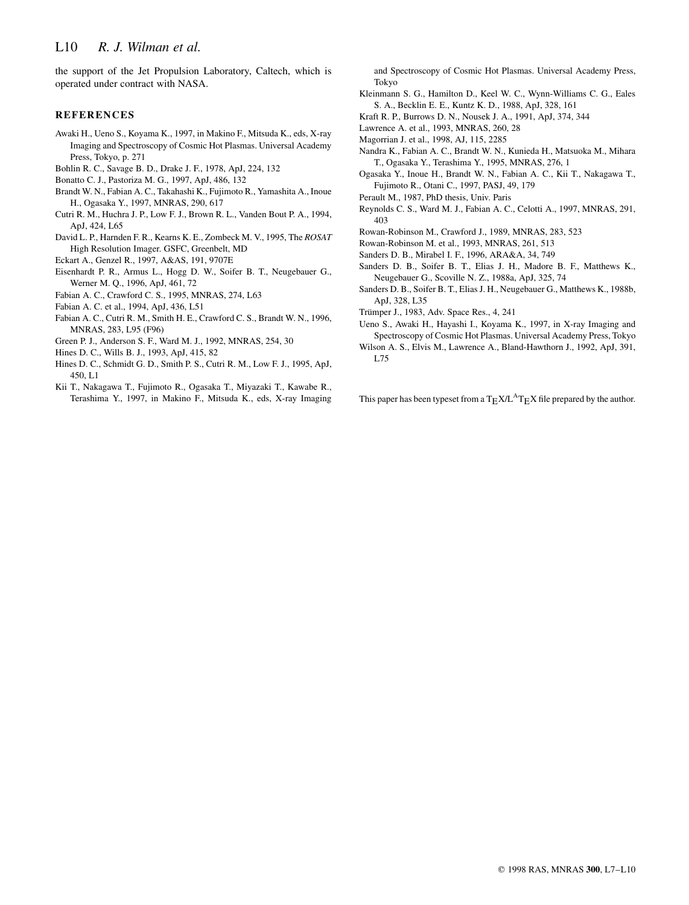the support of the Jet Propulsion Laboratory, Caltech, which is operated under contract with NASA.

## REFERENCES

Awaki H., Ueno S., Koyama K., 1997, in Makino F., Mitsuda K., eds, X-ray Imaging and Spectroscopy of Cosmic Hot Plasmas. Universal Academy Press, Tokyo, p. 271

Bohlin R. C., Savage B. D., Drake J. F., 1978, ApJ, 224, 132

Bonatto C. J., Pastoriza M. G., 1997, ApJ, 486, 132

Brandt W. N., Fabian A. C., Takahashi K., Fujimoto R., Yamashita A., Inoue H., Ogasaka Y., 1997, MNRAS, 290, 617

Cutri R. M., Huchra J. P., Low F. J., Brown R. L., Vanden Bout P. A., 1994, ApJ, 424, L65

David L. P., Harnden F. R., Kearns K. E., Zombeck M. V., 1995, The *ROSAT* High Resolution Imager. GSFC, Greenbelt, MD

Eckart A., Genzel R., 1997, A&AS, 191, 9707E

Eisenhardt P. R., Armus L., Hogg D. W., Soifer B. T., Neugebauer G., Werner M. Q., 1996, ApJ, 461, 72

Fabian A. C., Crawford C. S., 1995, MNRAS, 274, L63

Fabian A. C. et al., 1994, ApJ, 436, L51

Fabian A. C., Cutri R. M., Smith H. E., Crawford C. S., Brandt W. N., 1996, MNRAS, 283, L95 (F96)

Green P. J., Anderson S. F., Ward M. J., 1992, MNRAS, 254, 30

Hines D. C., Wills B. J., 1993, ApJ, 415, 82

Hines D. C., Schmidt G. D., Smith P. S., Cutri R. M., Low F. J., 1995, ApJ, 450, L1

Kii T., Nakagawa T., Fujimoto R., Ogasaka T., Miyazaki T., Kawabe R., Terashima Y., 1997, in Makino F., Mitsuda K., eds, X-ray Imaging and Spectroscopy of Cosmic Hot Plasmas. Universal Academy Press, Tokyo

Kleinmann S. G., Hamilton D., Keel W. C., Wynn-Williams C. G., Eales S. A., Becklin E. E., Kuntz K. D., 1988, ApJ, 328, 161

Kraft R. P., Burrows D. N., Nousek J. A., 1991, ApJ, 374, 344

Lawrence A. et al., 1993, MNRAS, 260, 28

Magorrian J. et al., 1998, AJ, 115, 2285

Nandra K., Fabian A. C., Brandt W. N., Kunieda H., Matsuoka M., Mihara T., Ogasaka Y., Terashima Y., 1995, MNRAS, 276, 1

Ogasaka Y., Inoue H., Brandt W. N., Fabian A. C., Kii T., Nakagawa T., Fujimoto R., Otani C., 1997, PASJ, 49, 179

Perault M., 1987, PhD thesis, Univ. Paris

Reynolds C. S., Ward M. J., Fabian A. C., Celotti A., 1997, MNRAS, 291, 403

Rowan-Robinson M., Crawford J., 1989, MNRAS, 283, 523

Rowan-Robinson M. et al., 1993, MNRAS, 261, 513

Sanders D. B., Mirabel I. F., 1996, ARA&A, 34, 749

Sanders D. B., Soifer B. T., Elias J. H., Madore B. F., Matthews K., Neugebauer G., Scoville N. Z., 1988a, ApJ, 325, 74

Sanders D. B., Soifer B. T., Elias J. H., Neugebauer G., Matthews K., 1988b, ApJ, 328, L35

Trümper J., 1983, Adv. Space Res., 4, 241

Ueno S., Awaki H., Hayashi I., Koyama K., 1997, in X-ray Imaging and Spectroscopy of Cosmic Hot Plasmas. Universal Academy Press, Tokyo

Wilson A. S., Elvis M., Lawrence A., Bland-Hawthorn J., 1992, ApJ, 391, L75

This paper has been typeset from a TEX/LATEX file prepared by the author.